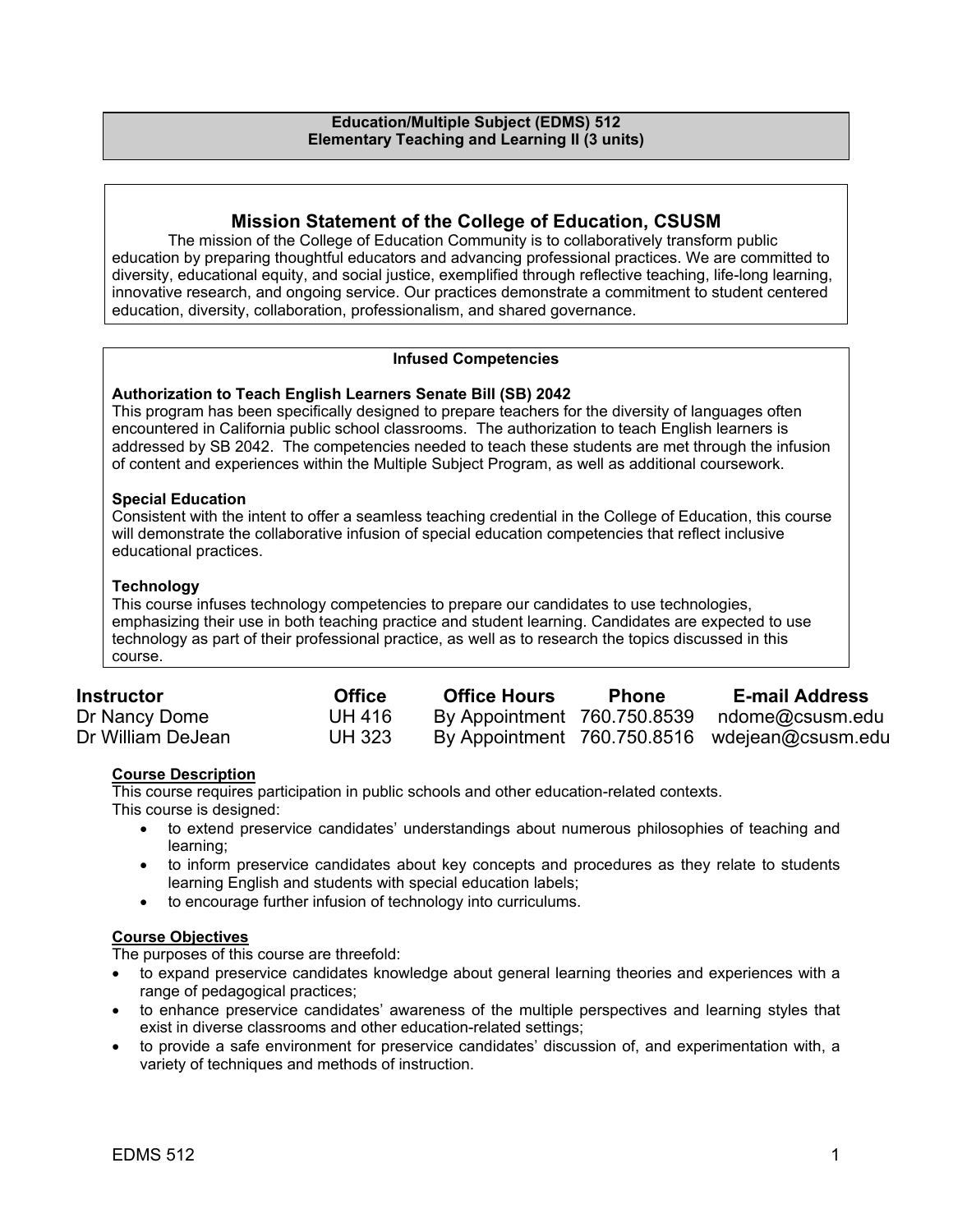**Education/Multiple Subject (EDMS) 512**
**Elementary Teaching and Learning II (3 units)**

## Mission Statement of the College of Education, CSUSM

The mission of the College of Education Community is to collaboratively transform public education by preparing thoughtful educators and advancing professional practices. We are committed to diversity, educational equity, and social justice, exemplified through reflective teaching, life-long learning, innovative research, and ongoing service. Our practices demonstrate a commitment to student centered education, diversity, collaboration, professionalism, and shared governance.

**Infused Competencies**

**Authorization to Teach English Learners Senate Bill (SB) 2042**
This program has been specifically designed to prepare teachers for the diversity of languages often encountered in California public school classrooms. The authorization to teach English learners is addressed by SB 2042. The competencies needed to teach these students are met through the infusion of content and experiences within the Multiple Subject Program, as well as additional coursework.

**Special Education**
Consistent with the intent to offer a seamless teaching credential in the College of Education, this course will demonstrate the collaborative infusion of special education competencies that reflect inclusive educational practices.

**Technology**
This course infuses technology competencies to prepare our candidates to use technologies, emphasizing their use in both teaching practice and student learning. Candidates are expected to use technology as part of their professional practice, as well as to research the topics discussed in this course.

| Instructor | Office | Office Hours | Phone | E-mail Address |
|---|---|---|---|---|
| Dr Nancy Dome | UH 416 | By Appointment | 760.750.8539 | ndome@csusm.edu |
| Dr William DeJean | UH 323 | By Appointment | 760.750.8516 | wdejean@csusm.edu |

**Course Description**

This course requires participation in public schools and other education-related contexts.
This course is designed:

- to extend preservice candidates' understandings about numerous philosophies of teaching and learning;
- to inform preservice candidates about key concepts and procedures as they relate to students learning English and students with special education labels;
- to encourage further infusion of technology into curriculums.

**Course Objectives**

The purposes of this course are threefold:

- to expand preservice candidates knowledge about general learning theories and experiences with a range of pedagogical practices;
- to enhance preservice candidates' awareness of the multiple perspectives and learning styles that exist in diverse classrooms and other education-related settings;
- to provide a safe environment for preservice candidates' discussion of, and experimentation with, a variety of techniques and methods of instruction.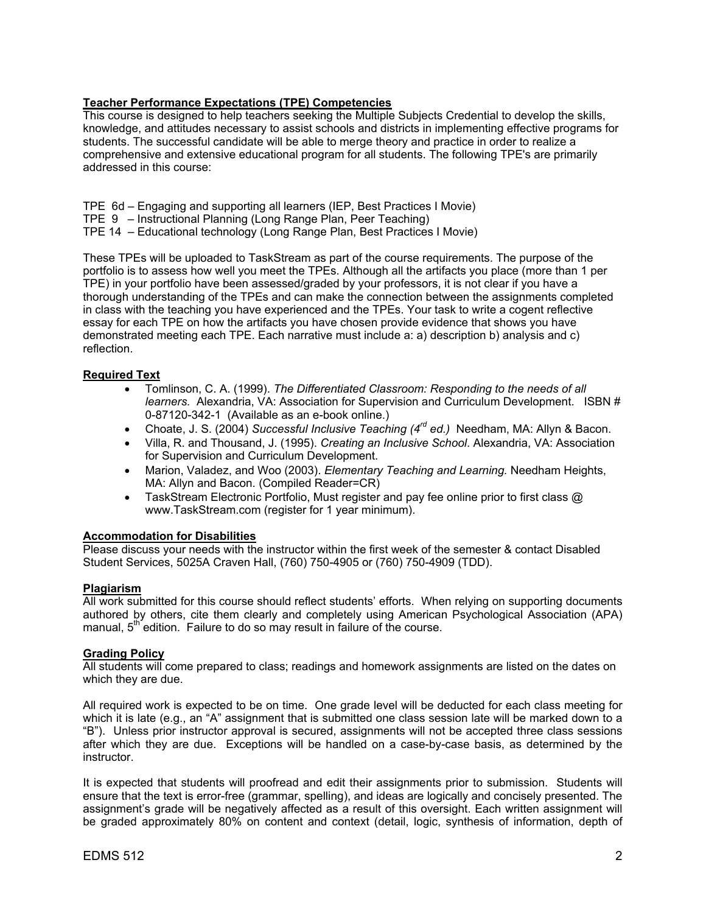**Teacher Performance Expectations (TPE) Competencies**

This course is designed to help teachers seeking the Multiple Subjects Credential to develop the skills, knowledge, and attitudes necessary to assist schools and districts in implementing effective programs for students. The successful candidate will be able to merge theory and practice in order to realize a comprehensive and extensive educational program for all students. The following TPE's are primarily addressed in this course:

TPE 6d – Engaging and supporting all learners (IEP, Best Practices I Movie)
TPE 9 – Instructional Planning (Long Range Plan, Peer Teaching)
TPE 14 – Educational technology (Long Range Plan, Best Practices I Movie)

These TPEs will be uploaded to TaskStream as part of the course requirements. The purpose of the portfolio is to assess how well you meet the TPEs. Although all the artifacts you place (more than 1 per TPE) in your portfolio have been assessed/graded by your professors, it is not clear if you have a thorough understanding of the TPEs and can make the connection between the assignments completed in class with the teaching you have experienced and the TPEs. Your task to write a cogent reflective essay for each TPE on how the artifacts you have chosen provide evidence that shows you have demonstrated meeting each TPE. Each narrative must include a: a) description b) analysis and c) reflection.

**Required Text**

- Tomlinson, C. A. (1999). *The Differentiated Classroom: Responding to the needs of all learners.* Alexandria, VA: Association for Supervision and Curriculum Development. ISBN # 0-87120-342-1 (Available as an e-book online.)
- Choate, J. S. (2004) *Successful Inclusive Teaching (4rd ed.)* Needham, MA: Allyn & Bacon.
- Villa, R. and Thousand, J. (1995). *Creating an Inclusive School*. Alexandria, VA: Association for Supervision and Curriculum Development.
- Marion, Valadez, and Woo (2003). *Elementary Teaching and Learning.* Needham Heights, MA: Allyn and Bacon. (Compiled Reader=CR)
- TaskStream Electronic Portfolio, Must register and pay fee online prior to first class @ www.TaskStream.com (register for 1 year minimum).

**Accommodation for Disabilities**

Please discuss your needs with the instructor within the first week of the semester & contact Disabled Student Services, 5025A Craven Hall, (760) 750-4905 or (760) 750-4909 (TDD).

**Plagiarism**

All work submitted for this course should reflect students' efforts. When relying on supporting documents authored by others, cite them clearly and completely using American Psychological Association (APA) manual, 5th edition. Failure to do so may result in failure of the course.

**Grading Policy**

All students will come prepared to class; readings and homework assignments are listed on the dates on which they are due.

All required work is expected to be on time. One grade level will be deducted for each class meeting for which it is late (e.g., an "A" assignment that is submitted one class session late will be marked down to a "B"). Unless prior instructor approval is secured, assignments will not be accepted three class sessions after which they are due. Exceptions will be handled on a case-by-case basis, as determined by the instructor.

It is expected that students will proofread and edit their assignments prior to submission. Students will ensure that the text is error-free (grammar, spelling), and ideas are logically and concisely presented. The assignment's grade will be negatively affected as a result of this oversight. Each written assignment will be graded approximately 80% on content and context (detail, logic, synthesis of information, depth of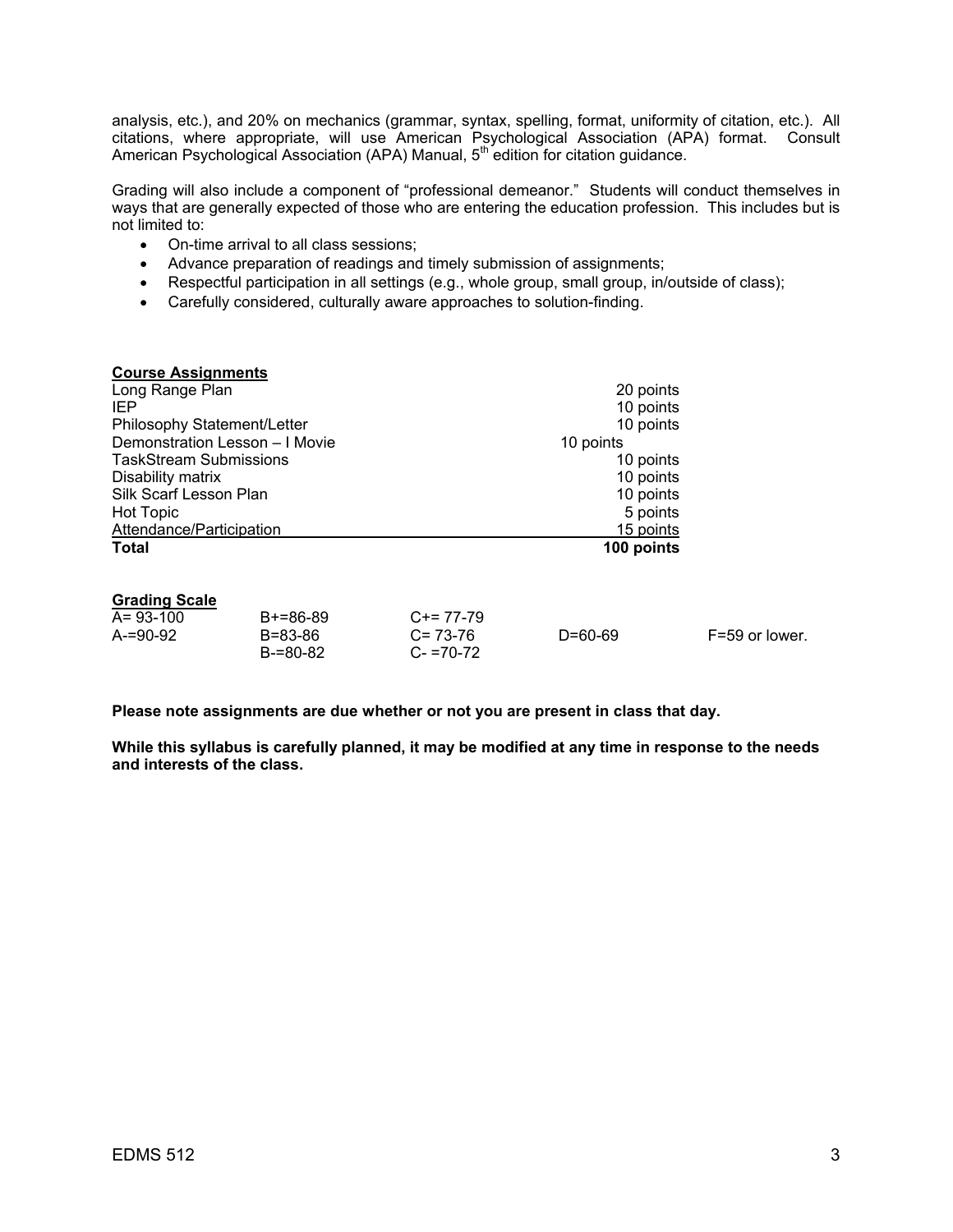analysis, etc.), and 20% on mechanics (grammar, syntax, spelling, format, uniformity of citation, etc.). All citations, where appropriate, will use American Psychological Association (APA) format. Consult American Psychological Association (APA) Manual, 5th edition for citation guidance.

Grading will also include a component of "professional demeanor." Students will conduct themselves in ways that are generally expected of those who are entering the education profession. This includes but is not limited to:

- On-time arrival to all class sessions;
- Advance preparation of readings and timely submission of assignments;
- Respectful participation in all settings (e.g., whole group, small group, in/outside of class);
- Carefully considered, culturally aware approaches to solution-finding.

**Course Assignments**

| | |
|---|---|
| Long Range Plan | 20 points |
| IEP | 10 points |
| Philosophy Statement/Letter | 10 points |
| Demonstration Lesson – I Movie | 10 points |
| TaskStream Submissions | 10 points |
| Disability matrix | 10 points |
| Silk Scarf Lesson Plan | 10 points |
| Hot Topic | 5 points |
| Attendance/Participation | 15 points |
| **Total** | **100 points** |

**Grading Scale**

| | | | | |
|---|---|---|---|---|
| A= 93-100 | B+=86-89 | C+= 77-79 | | |
| A-=90-92 | B=83-86 | C= 73-76 | D=60-69 | F=59 or lower. |
| | B-=80-82 | C- =70-72 | | |

**Please note assignments are due whether or not you are present in class that day.**

**While this syllabus is carefully planned, it may be modified at any time in response to the needs and interests of the class.**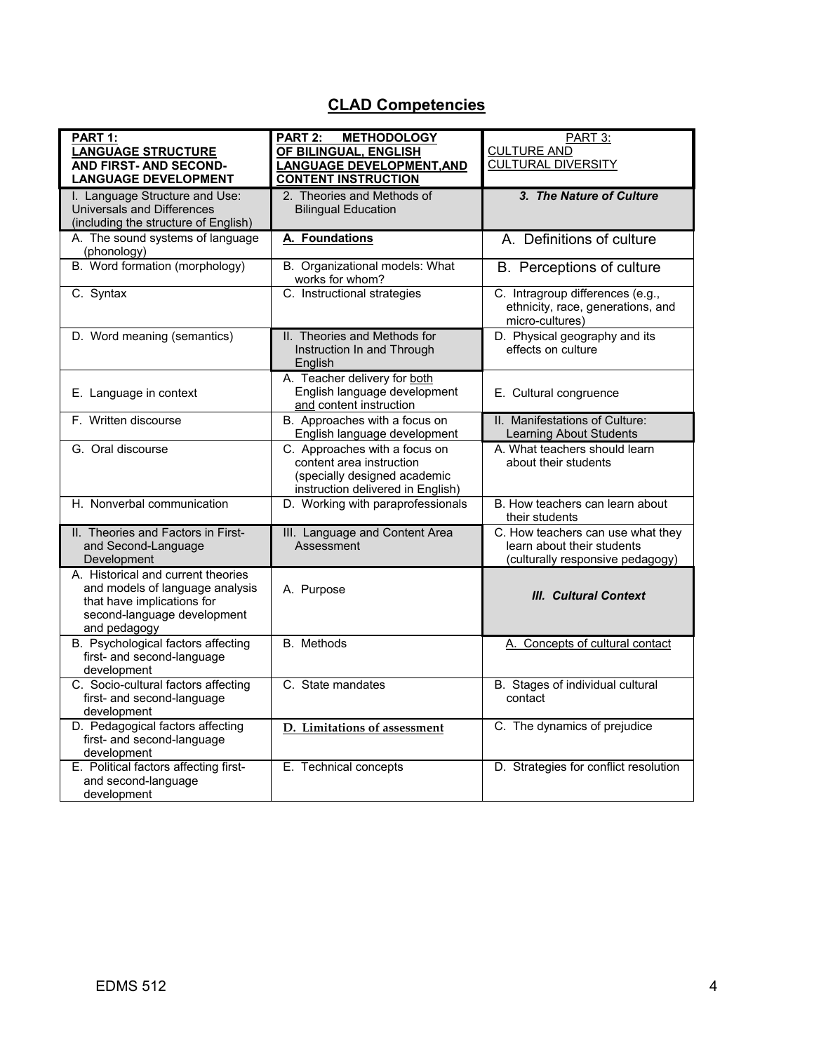## CLAD Competencies

| PART 1: LANGUAGE STRUCTURE AND FIRST- AND SECOND-LANGUAGE DEVELOPMENT | PART 2: METHODOLOGY OF BILINGUAL, ENGLISH LANGUAGE DEVELOPMENT,AND CONTENT INSTRUCTION | PART 3: CULTURE AND CULTURAL DIVERSITY |
|---|---|---|
| I. Language Structure and Use: Universals and Differences (including the structure of English) | 2. Theories and Methods of Bilingual Education | ***3. The Nature of Culture*** |
| A. The sound systems of language (phonology) | **A. Foundations** | A. Definitions of culture |
| B. Word formation (morphology) | B. Organizational models: What works for whom? | B. Perceptions of culture |
| C. Syntax | C. Instructional strategies | C. Intragroup differences (e.g., ethnicity, race, generations, and micro-cultures) |
| D. Word meaning (semantics) | II. Theories and Methods for Instruction In and Through English | D. Physical geography and its effects on culture |
| E. Language in context | A. Teacher delivery for both English language development and content instruction | E. Cultural congruence |
| F. Written discourse | B. Approaches with a focus on English language development | II. Manifestations of Culture: Learning About Students |
| G. Oral discourse | C. Approaches with a focus on content area instruction (specially designed academic instruction delivered in English) | A. What teachers should learn about their students |
| H. Nonverbal communication | D. Working with paraprofessionals | B. How teachers can learn about their students |
| II. Theories and Factors in First- and Second-Language Development | III. Language and Content Area Assessment | C. How teachers can use what they learn about their students (culturally responsive pedagogy) |
| A. Historical and current theories and models of language analysis that have implications for second-language development and pedagogy | A. Purpose | ***III. Cultural Context*** |
| B. Psychological factors affecting first- and second-language development | B. Methods | A. Concepts of cultural contact |
| C. Socio-cultural factors affecting first- and second-language development | C. State mandates | B. Stages of individual cultural contact |
| D. Pedagogical factors affecting first- and second-language development | **D. Limitations of assessment** | C. The dynamics of prejudice |
| E. Political factors affecting first- and second-language development | E. Technical concepts | D. Strategies for conflict resolution |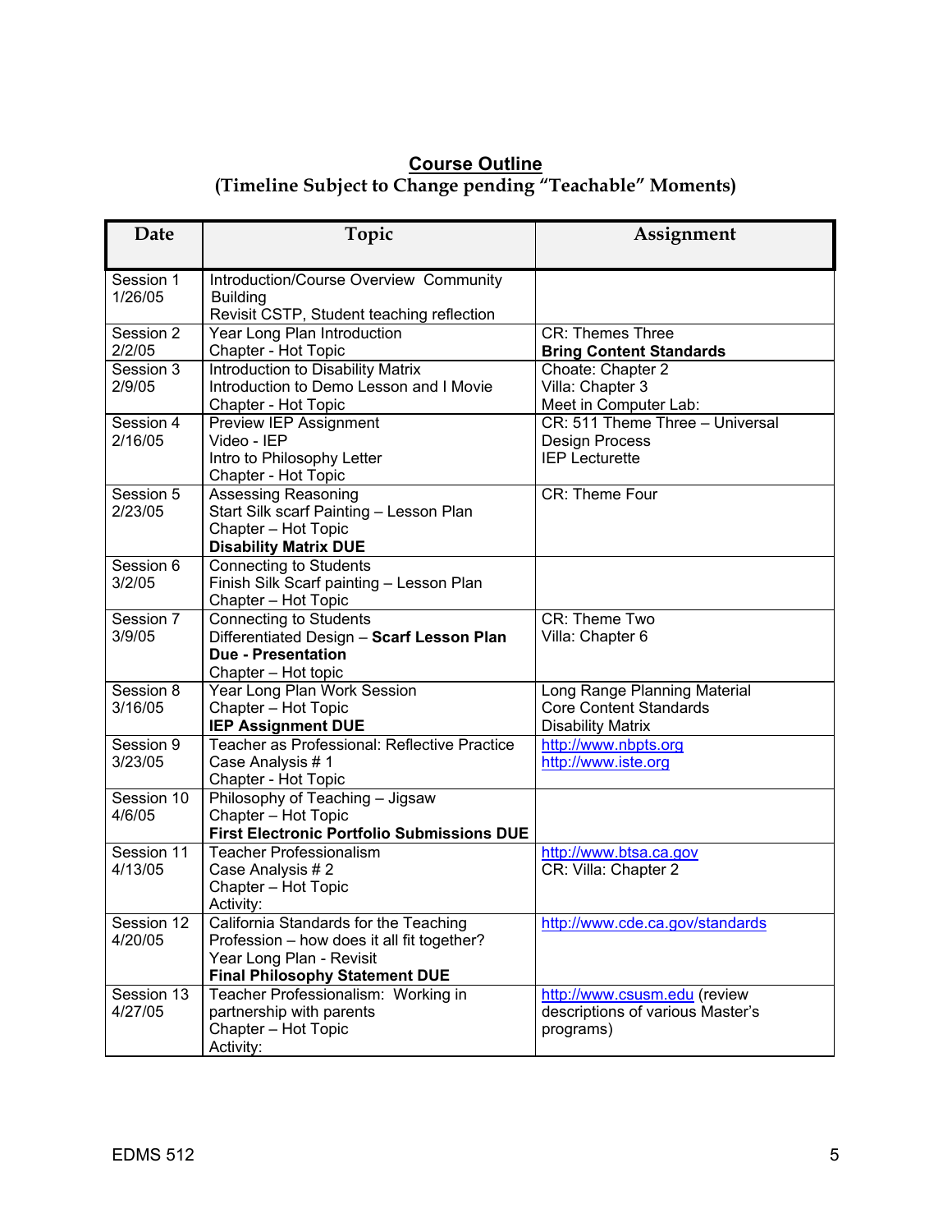## Course Outline

**(Timeline Subject to Change pending "Teachable" Moments)**

| Date | Topic | Assignment |
|---|---|---|
| Session 1<br>1/26/05 | Introduction/Course Overview Community Building<br>Revisit CSTP, Student teaching reflection | |
| Session 2<br>2/2/05 | Year Long Plan Introduction<br>Chapter - Hot Topic | CR: Themes Three<br>**Bring Content Standards** |
| Session 3<br>2/9/05 | Introduction to Disability Matrix<br>Introduction to Demo Lesson and I Movie<br>Chapter - Hot Topic | Choate: Chapter 2<br>Villa: Chapter 3<br>Meet in Computer Lab: |
| Session 4<br>2/16/05 | Preview IEP Assignment<br>Video - IEP<br>Intro to Philosophy Letter<br>Chapter - Hot Topic | CR: 511 Theme Three – Universal Design Process<br>IEP Lecturette |
| Session 5<br>2/23/05 | Assessing Reasoning<br>Start Silk scarf Painting – Lesson Plan<br>Chapter – Hot Topic<br>**Disability Matrix DUE** | CR: Theme Four |
| Session 6<br>3/2/05 | Connecting to Students<br>Finish Silk Scarf painting – Lesson Plan<br>Chapter – Hot Topic | |
| Session 7<br>3/9/05 | Connecting to Students<br>Differentiated Design – **Scarf Lesson Plan Due - Presentation**<br>Chapter – Hot topic | CR: Theme Two<br>Villa: Chapter 6 |
| Session 8<br>3/16/05 | Year Long Plan Work Session<br>Chapter – Hot Topic<br>**IEP Assignment DUE** | Long Range Planning Material<br>Core Content Standards<br>Disability Matrix |
| Session 9<br>3/23/05 | Teacher as Professional: Reflective Practice<br>Case Analysis # 1<br>Chapter - Hot Topic | http://www.nbpts.org<br>http://www.iste.org |
| Session 10<br>4/6/05 | Philosophy of Teaching – Jigsaw<br>Chapter – Hot Topic<br>**First Electronic Portfolio Submissions DUE** | |
| Session 11<br>4/13/05 | Teacher Professionalism<br>Case Analysis # 2<br>Chapter – Hot Topic<br>Activity: | http://www.btsa.ca.gov<br>CR: Villa: Chapter 2 |
| Session 12<br>4/20/05 | California Standards for the Teaching Profession – how does it all fit together?<br>Year Long Plan - Revisit<br>**Final Philosophy Statement DUE** | http://www.cde.ca.gov/standards |
| Session 13<br>4/27/05 | Teacher Professionalism: Working in partnership with parents<br>Chapter – Hot Topic<br>Activity: | http://www.csusm.edu (review descriptions of various Master's programs) |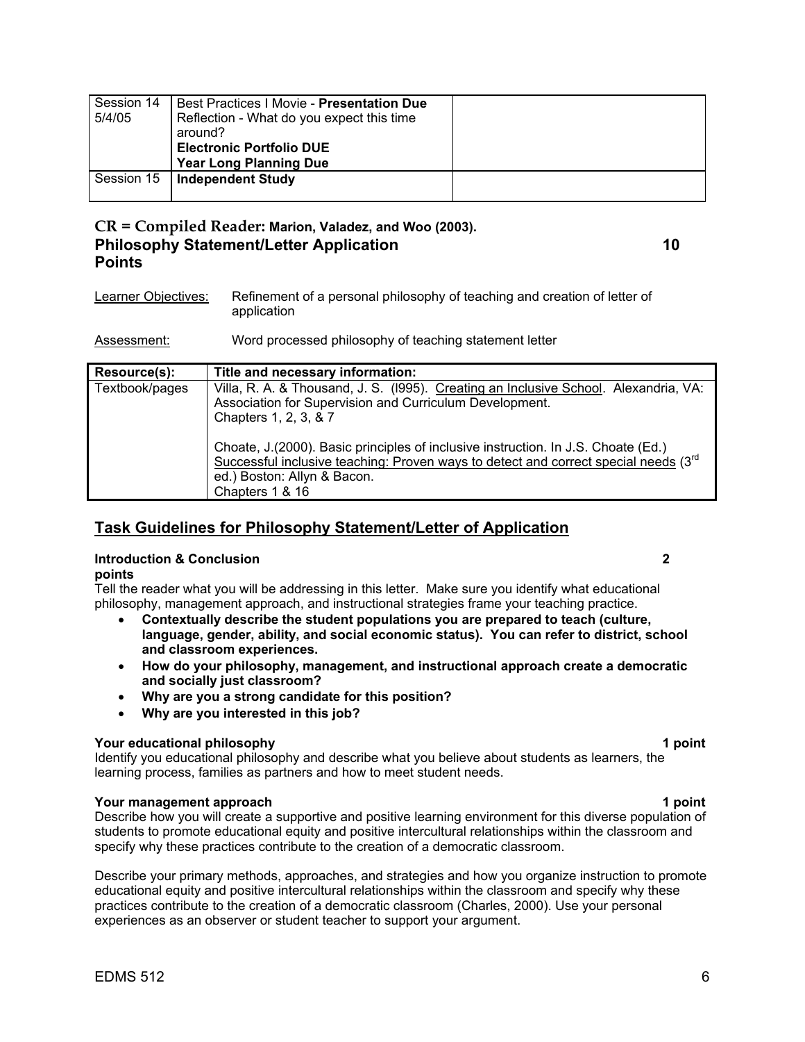| Session 14 5/4/05 | Best Practices I Movie - **Presentation Due** Reflection - What do you expect this time around? **Electronic Portfolio DUE** **Year Long Planning Due** | |
|---|---|---|
| Session 15 | **Independent Study** | |

**CR = Compiled Reader: Marion, Valadez, and Woo (2003).**

## Philosophy Statement/Letter Application 10 Points

Learner Objectives: Refinement of a personal philosophy of teaching and creation of letter of application

Assessment: Word processed philosophy of teaching statement letter

| Resource(s): | Title and necessary information: |
|---|---|
| Textbook/pages | Villa, R. A. & Thousand, J. S. (l995). Creating an Inclusive School. Alexandria, VA: Association for Supervision and Curriculum Development. Chapters 1, 2, 3, & 7<br><br>Choate, J.(2000). Basic principles of inclusive instruction. In J.S. Choate (Ed.) Successful inclusive teaching: Proven ways to detect and correct special needs (3rd ed.) Boston: Allyn & Bacon. Chapters 1 & 16 |

## Task Guidelines for Philosophy Statement/Letter of Application

**Introduction & Conclusion 2 points**

Tell the reader what you will be addressing in this letter. Make sure you identify what educational philosophy, management approach, and instructional strategies frame your teaching practice.

- **Contextually describe the student populations you are prepared to teach (culture, language, gender, ability, and social economic status). You can refer to district, school and classroom experiences.**
- **How do your philosophy, management, and instructional approach create a democratic and socially just classroom?**
- **Why are you a strong candidate for this position?**
- **Why are you interested in this job?**

**Your educational philosophy 1 point**

Identify you educational philosophy and describe what you believe about students as learners, the learning process, families as partners and how to meet student needs.

**Your management approach 1 point**

Describe how you will create a supportive and positive learning environment for this diverse population of students to promote educational equity and positive intercultural relationships within the classroom and specify why these practices contribute to the creation of a democratic classroom.

Describe your primary methods, approaches, and strategies and how you organize instruction to promote educational equity and positive intercultural relationships within the classroom and specify why these practices contribute to the creation of a democratic classroom (Charles, 2000). Use your personal experiences as an observer or student teacher to support your argument.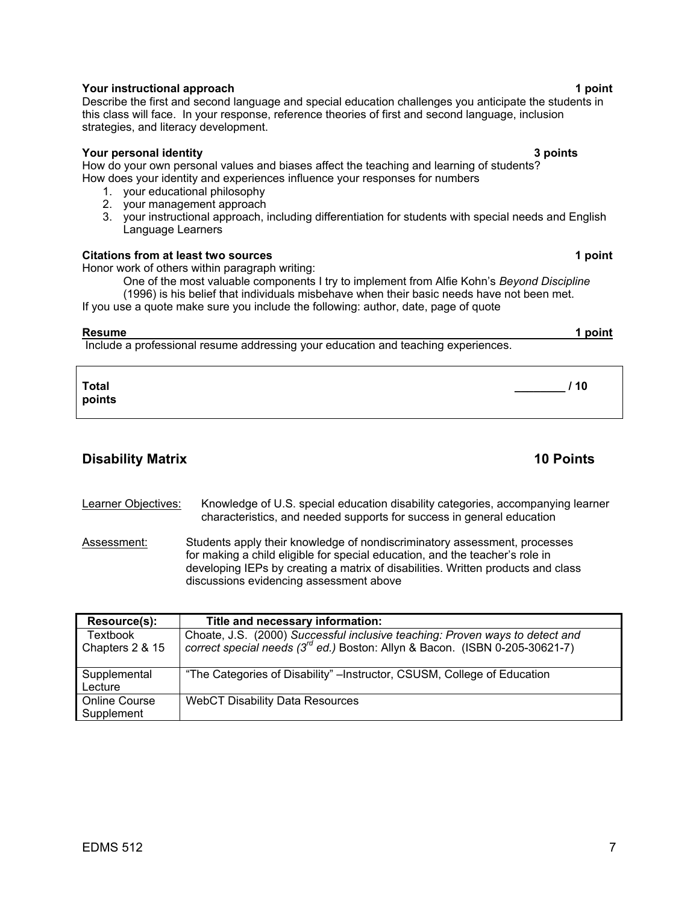**Your instructional approach** **1 point**

Describe the first and second language and special education challenges you anticipate the students in this class will face. In your response, reference theories of first and second language, inclusion strategies, and literacy development.

**Your personal identity** **3 points**

How do your own personal values and biases affect the teaching and learning of students?
How does your identity and experiences influence your responses for numbers

1. your educational philosophy
2. your management approach
3. your instructional approach, including differentiation for students with special needs and English Language Learners

**Citations from at least two sources** **1 point**

Honor work of others within paragraph writing:

> One of the most valuable components I try to implement from Alfie Kohn's *Beyond Discipline* (1996) is his belief that individuals misbehave when their basic needs have not been met.

If you use a quote make sure you include the following: author, date, page of quote

**Resume** **1 point**

Include a professional resume addressing your education and teaching experiences.

| **Total points** | **________ / 10** |
|---|---|

## Disability Matrix 10 Points

Learner Objectives: Knowledge of U.S. special education disability categories, accompanying learner characteristics, and needed supports for success in general education

Assessment: Students apply their knowledge of nondiscriminatory assessment, processes for making a child eligible for special education, and the teacher's role in developing IEPs by creating a matrix of disabilities. Written products and class discussions evidencing assessment above

| **Resource(s):** | **Title and necessary information:** |
|---|---|
| Textbook Chapters 2 & 15 | Choate, J.S. (2000) *Successful inclusive teaching: Proven ways to detect and correct special needs (3rd ed.)* Boston: Allyn & Bacon. (ISBN 0-205-30621-7) |
| Supplemental Lecture | "The Categories of Disability" –Instructor, CSUSM, College of Education |
| Online Course Supplement | WebCT Disability Data Resources |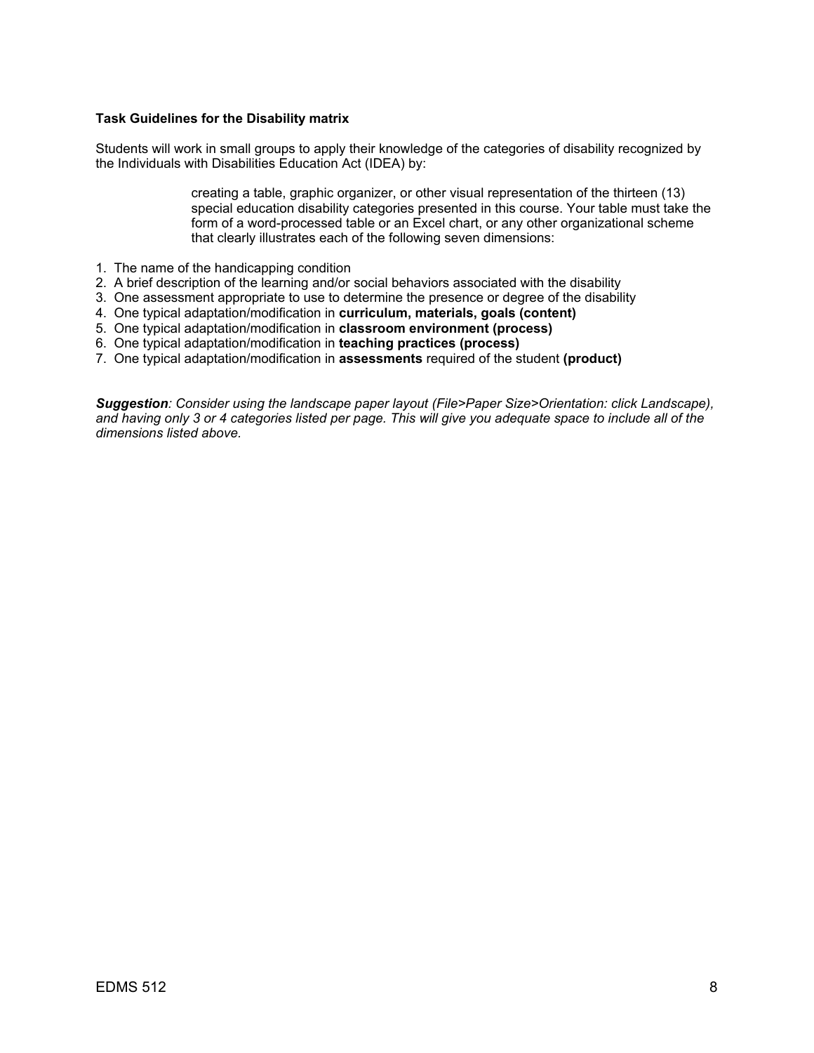**Task Guidelines for the Disability matrix**

Students will work in small groups to apply their knowledge of the categories of disability recognized by the Individuals with Disabilities Education Act (IDEA) by:

> creating a table, graphic organizer, or other visual representation of the thirteen (13) special education disability categories presented in this course. Your table must take the form of a word-processed table or an Excel chart, or any other organizational scheme that clearly illustrates each of the following seven dimensions:

1. The name of the handicapping condition
2. A brief description of the learning and/or social behaviors associated with the disability
3. One assessment appropriate to use to determine the presence or degree of the disability
4. One typical adaptation/modification in **curriculum, materials, goals (content)**
5. One typical adaptation/modification in **classroom environment (process)**
6. One typical adaptation/modification in **teaching practices (process)**
7. One typical adaptation/modification in **assessments** required of the student **(product)**

***Suggestion****: Consider using the landscape paper layout (File>Paper Size>Orientation: click Landscape), and having only 3 or 4 categories listed per page. This will give you adequate space to include all of the dimensions listed above.*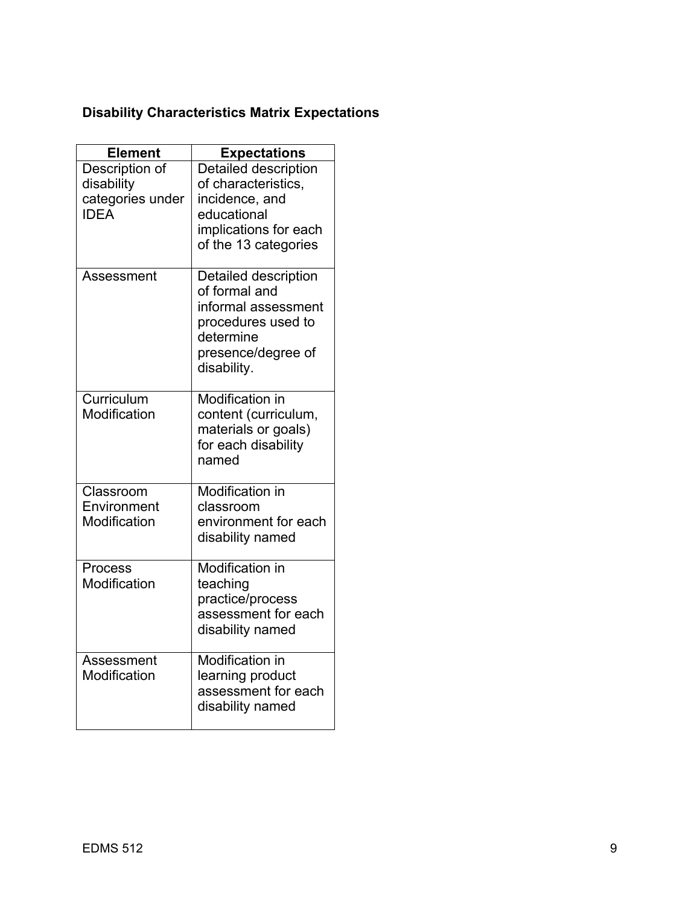**Disability Characteristics Matrix Expectations**

| Element | Expectations |
|---|---|
| Description of disability categories under IDEA | Detailed description of characteristics, incidence, and educational implications for each of the 13 categories |
| Assessment | Detailed description of formal and informal assessment procedures used to determine presence/degree of disability. |
| Curriculum Modification | Modification in content (curriculum, materials or goals) for each disability named |
| Classroom Environment Modification | Modification in classroom environment for each disability named |
| Process Modification | Modification in teaching practice/process assessment for each disability named |
| Assessment Modification | Modification in learning product assessment for each disability named |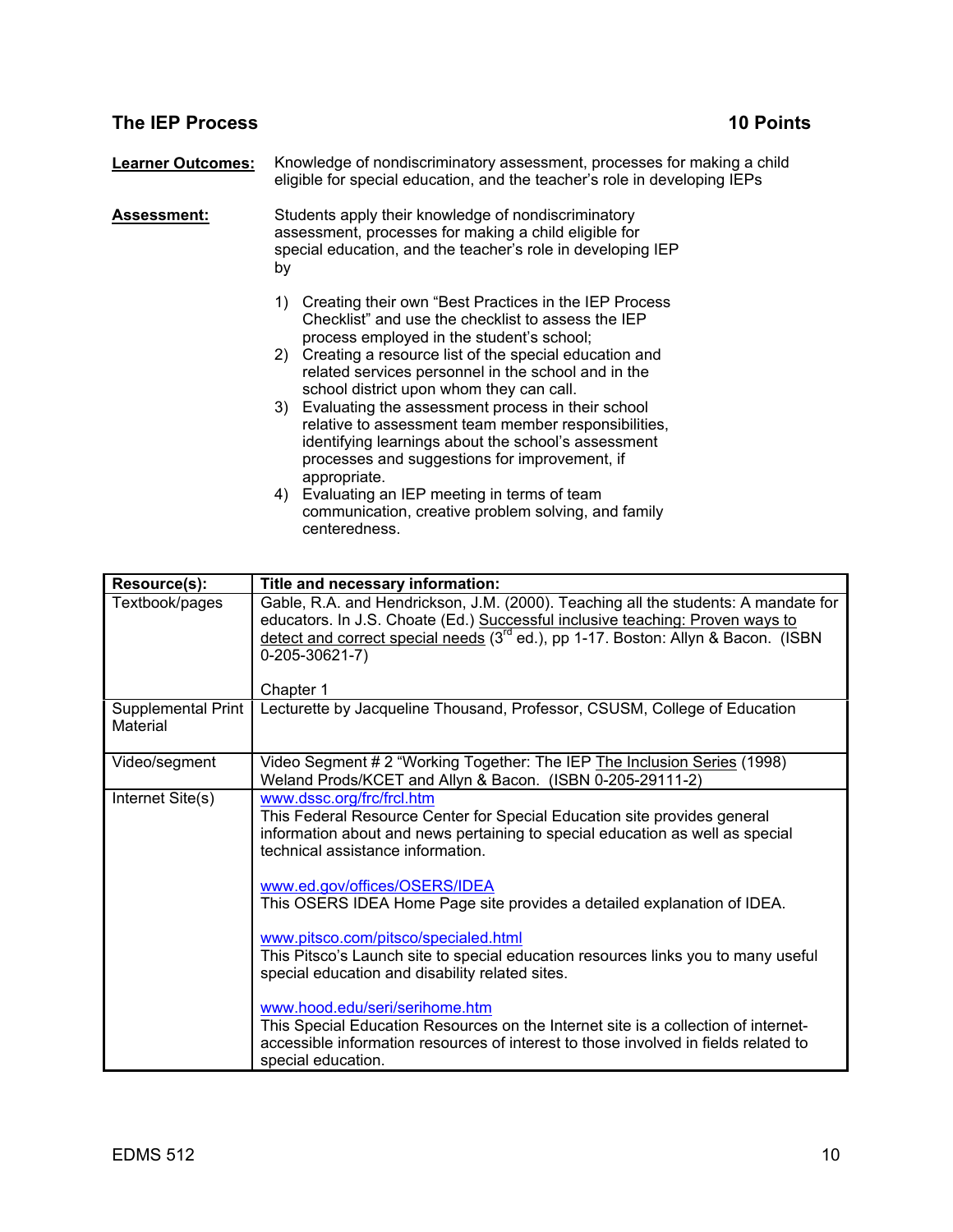## The IEP Process 10 Points

**Learner Outcomes:** Knowledge of nondiscriminatory assessment, processes for making a child eligible for special education, and the teacher's role in developing IEPs

**Assessment:** Students apply their knowledge of nondiscriminatory assessment, processes for making a child eligible for special education, and the teacher's role in developing IEP by

1) Creating their own "Best Practices in the IEP Process Checklist" and use the checklist to assess the IEP process employed in the student's school;
2) Creating a resource list of the special education and related services personnel in the school and in the school district upon whom they can call.
3) Evaluating the assessment process in their school relative to assessment team member responsibilities, identifying learnings about the school's assessment processes and suggestions for improvement, if appropriate.
4) Evaluating an IEP meeting in terms of team communication, creative problem solving, and family centeredness.

| Resource(s): | Title and necessary information: |
|---|---|
| Textbook/pages | Gable, R.A. and Hendrickson, J.M. (2000). Teaching all the students: A mandate for educators. In J.S. Choate (Ed.) Successful inclusive teaching: Proven ways to detect and correct special needs (3rd ed.), pp 1-17. Boston: Allyn & Bacon. (ISBN 0-205-30621-7)<br><br>Chapter 1 |
| Supplemental Print Material | Lecturette by Jacqueline Thousand, Professor, CSUSM, College of Education |
| Video/segment | Video Segment # 2 "Working Together: The IEP The Inclusion Series (1998) Weland Prods/KCET and Allyn & Bacon. (ISBN 0-205-29111-2) |
| Internet Site(s) | www.dssc.org/frc/frcl.htm<br>This Federal Resource Center for Special Education site provides general information about and news pertaining to special education as well as special technical assistance information.<br><br>www.ed.gov/offices/OSERS/IDEA<br>This OSERS IDEA Home Page site provides a detailed explanation of IDEA.<br><br>www.pitsco.com/pitsco/specialed.html<br>This Pitsco's Launch site to special education resources links you to many useful special education and disability related sites.<br><br>www.hood.edu/seri/serihome.htm<br>This Special Education Resources on the Internet site is a collection of internet-accessible information resources of interest to those involved in fields related to special education. |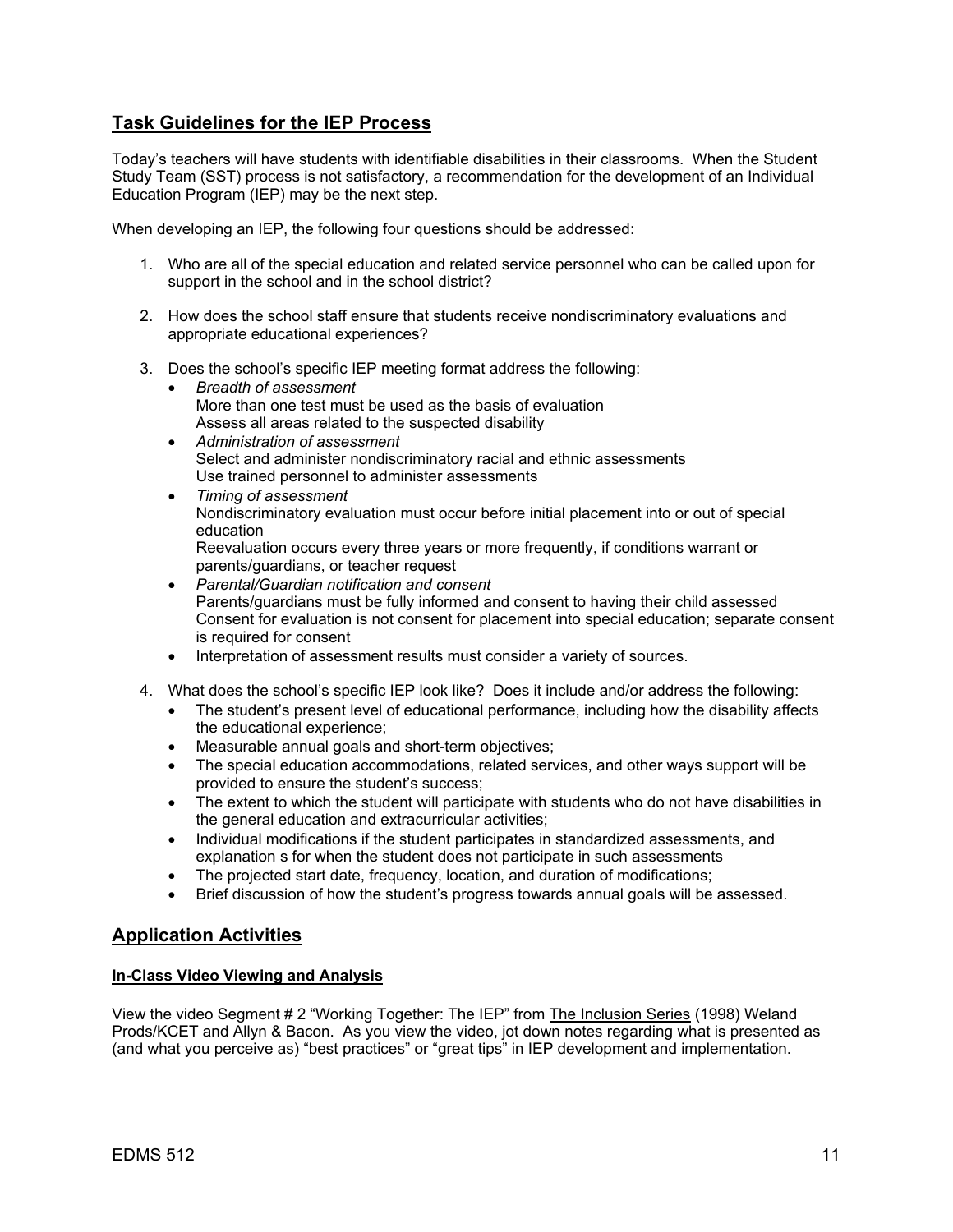## Task Guidelines for the IEP Process

Today's teachers will have students with identifiable disabilities in their classrooms. When the Student Study Team (SST) process is not satisfactory, a recommendation for the development of an Individual Education Program (IEP) may be the next step.

When developing an IEP, the following four questions should be addressed:

1. Who are all of the special education and related service personnel who can be called upon for support in the school and in the school district?

2. How does the school staff ensure that students receive nondiscriminatory evaluations and appropriate educational experiences?

3. Does the school's specific IEP meeting format address the following:
   - *Breadth of assessment*
     More than one test must be used as the basis of evaluation
     Assess all areas related to the suspected disability
   - *Administration of assessment*
     Select and administer nondiscriminatory racial and ethnic assessments
     Use trained personnel to administer assessments
   - *Timing of assessment*
     Nondiscriminatory evaluation must occur before initial placement into or out of special education
     Reevaluation occurs every three years or more frequently, if conditions warrant or parents/guardians, or teacher request
   - *Parental/Guardian notification and consent*
     Parents/guardians must be fully informed and consent to having their child assessed
     Consent for evaluation is not consent for placement into special education; separate consent is required for consent
   - Interpretation of assessment results must consider a variety of sources.

4. What does the school's specific IEP look like? Does it include and/or address the following:
   - The student's present level of educational performance, including how the disability affects the educational experience;
   - Measurable annual goals and short-term objectives;
   - The special education accommodations, related services, and other ways support will be provided to ensure the student's success;
   - The extent to which the student will participate with students who do not have disabilities in the general education and extracurricular activities;
   - Individual modifications if the student participates in standardized assessments, and explanation s for when the student does not participate in such assessments
   - The projected start date, frequency, location, and duration of modifications;
   - Brief discussion of how the student's progress towards annual goals will be assessed.

## Application Activities

### In-Class Video Viewing and Analysis

View the video Segment # 2 "Working Together: The IEP" from The Inclusion Series (1998) Weland Prods/KCET and Allyn & Bacon. As you view the video, jot down notes regarding what is presented as (and what you perceive as) "best practices" or "great tips" in IEP development and implementation.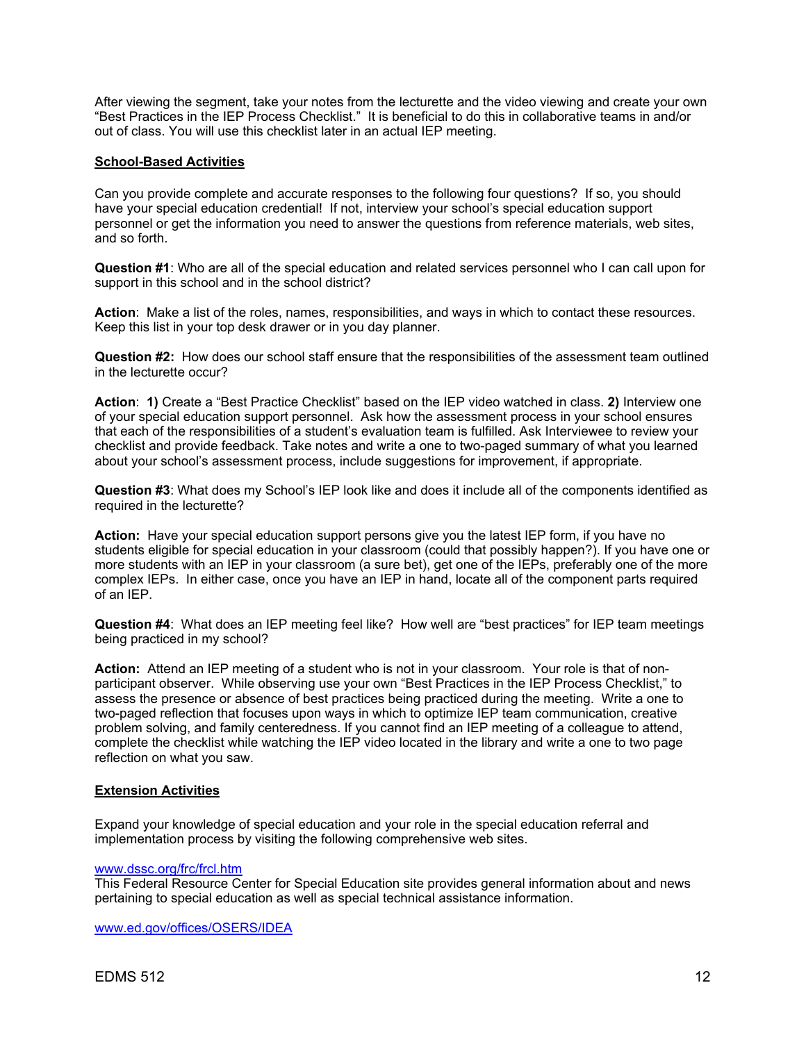After viewing the segment, take your notes from the lecturette and the video viewing and create your own "Best Practices in the IEP Process Checklist." It is beneficial to do this in collaborative teams in and/or out of class. You will use this checklist later in an actual IEP meeting.

**School-Based Activities**

Can you provide complete and accurate responses to the following four questions? If so, you should have your special education credential! If not, interview your school's special education support personnel or get the information you need to answer the questions from reference materials, web sites, and so forth.

**Question #1**: Who are all of the special education and related services personnel who I can call upon for support in this school and in the school district?

**Action**: Make a list of the roles, names, responsibilities, and ways in which to contact these resources. Keep this list in your top desk drawer or in you day planner.

**Question #2:** How does our school staff ensure that the responsibilities of the assessment team outlined in the lecturette occur?

**Action**: **1)** Create a "Best Practice Checklist" based on the IEP video watched in class. **2)** Interview one of your special education support personnel. Ask how the assessment process in your school ensures that each of the responsibilities of a student's evaluation team is fulfilled. Ask Interviewee to review your checklist and provide feedback. Take notes and write a one to two-paged summary of what you learned about your school's assessment process, include suggestions for improvement, if appropriate.

**Question #3**: What does my School's IEP look like and does it include all of the components identified as required in the lecturette?

**Action:** Have your special education support persons give you the latest IEP form, if you have no students eligible for special education in your classroom (could that possibly happen?). If you have one or more students with an IEP in your classroom (a sure bet), get one of the IEPs, preferably one of the more complex IEPs. In either case, once you have an IEP in hand, locate all of the component parts required of an IEP.

**Question #4**: What does an IEP meeting feel like? How well are "best practices" for IEP team meetings being practiced in my school?

**Action:** Attend an IEP meeting of a student who is not in your classroom. Your role is that of non-participant observer. While observing use your own "Best Practices in the IEP Process Checklist," to assess the presence or absence of best practices being practiced during the meeting. Write a one to two-paged reflection that focuses upon ways in which to optimize IEP team communication, creative problem solving, and family centeredness. If you cannot find an IEP meeting of a colleague to attend, complete the checklist while watching the IEP video located in the library and write a one to two page reflection on what you saw.

**Extension Activities**

Expand your knowledge of special education and your role in the special education referral and implementation process by visiting the following comprehensive web sites.

www.dssc.org/frc/frcl.htm
This Federal Resource Center for Special Education site provides general information about and news pertaining to special education as well as special technical assistance information.

www.ed.gov/offices/OSERS/IDEA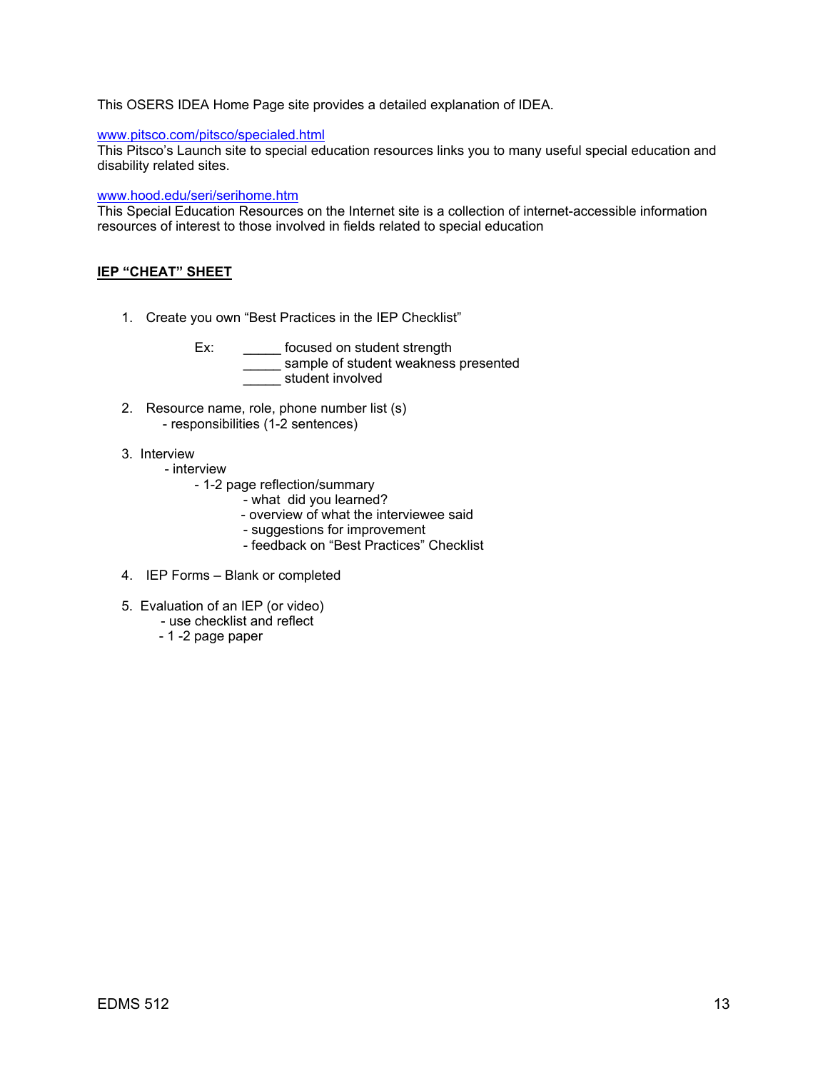This OSERS IDEA Home Page site provides a detailed explanation of IDEA.

[www.pitsco.com/pitsco/specialed.html](www.pitsco.com/pitsco/specialed.html)
This Pitsco's Launch site to special education resources links you to many useful special education and disability related sites.

[www.hood.edu/seri/serihome.htm](www.hood.edu/seri/serihome.htm)
This Special Education Resources on the Internet site is a collection of internet-accessible information resources of interest to those involved in fields related to special education

## IEP "CHEAT" SHEET

1. Create you own "Best Practices in the IEP Checklist"

   Ex: _____ focused on student strength
   _____ sample of student weakness presented
   _____ student involved

2. Resource name, role, phone number list (s)
   - responsibilities (1-2 sentences)

3. Interview
   - interview
     - 1-2 page reflection/summary
       - what did you learned?
       - overview of what the interviewee said
       - suggestions for improvement
       - feedback on "Best Practices" Checklist

4. IEP Forms – Blank or completed

5. Evaluation of an IEP (or video)
   - use checklist and reflect
   - 1 -2 page paper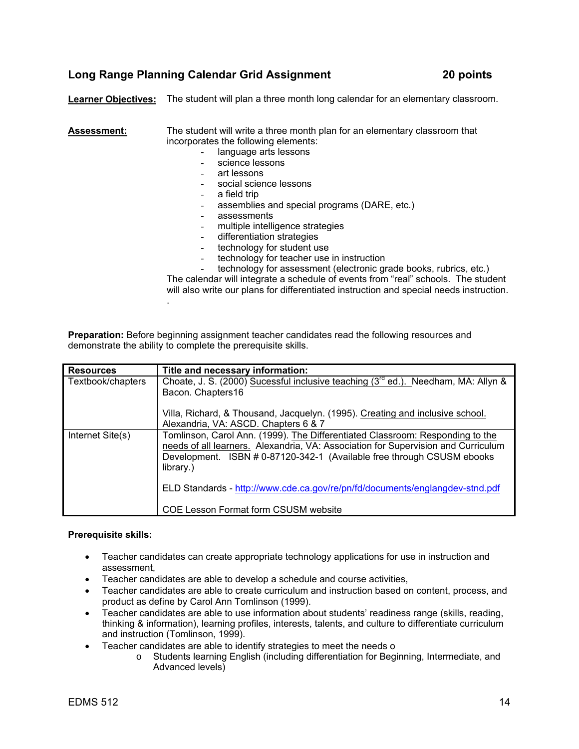## Long Range Planning Calendar Grid Assignment — 20 points

**Learner Objectives:** The student will plan a three month long calendar for an elementary classroom.

**Assessment:** The student will write a three month plan for an elementary classroom that incorporates the following elements:

- language arts lessons
- science lessons
- art lessons
- social science lessons
- a field trip
- assemblies and special programs (DARE, etc.)
- assessments
- multiple intelligence strategies
- differentiation strategies
- technology for student use
- technology for teacher use in instruction
- technology for assessment (electronic grade books, rubrics, etc.)

The calendar will integrate a schedule of events from "real" schools. The student will also write our plans for differentiated instruction and special needs instruction.
.

**Preparation:** Before beginning assignment teacher candidates read the following resources and demonstrate the ability to complete the prerequisite skills.

| Resources | Title and necessary information: |
|---|---|
| Textbook/chapters | Choate, J. S. (2000) Sucessful inclusive teaching (3rd ed.). Needham, MA: Allyn & Bacon. Chapters16<br><br>Villa, Richard, & Thousand, Jacquelyn. (1995). Creating and inclusive school. Alexandria, VA: ASCD. Chapters 6 & 7 |
| Internet Site(s) | Tomlinson, Carol Ann. (1999). The Differentiated Classroom: Responding to the needs of all learners. Alexandria, VA: Association for Supervision and Curriculum Development. ISBN # 0-87120-342-1 (Available free through CSUSM ebooks library.)<br><br>ELD Standards - http://www.cde.ca.gov/re/pn/fd/documents/englangdev-stnd.pdf<br><br>COE Lesson Format form CSUSM website |

**Prerequisite skills:**

- Teacher candidates can create appropriate technology applications for use in instruction and assessment,
- Teacher candidates are able to develop a schedule and course activities,
- Teacher candidates are able to create curriculum and instruction based on content, process, and product as define by Carol Ann Tomlinson (1999).
- Teacher candidates are able to use information about students' readiness range (skills, reading, thinking & information), learning profiles, interests, talents, and culture to differentiate curriculum and instruction (Tomlinson, 1999).
- Teacher candidates are able to identify strategies to meet the needs o
    - Students learning English (including differentiation for Beginning, Intermediate, and Advanced levels)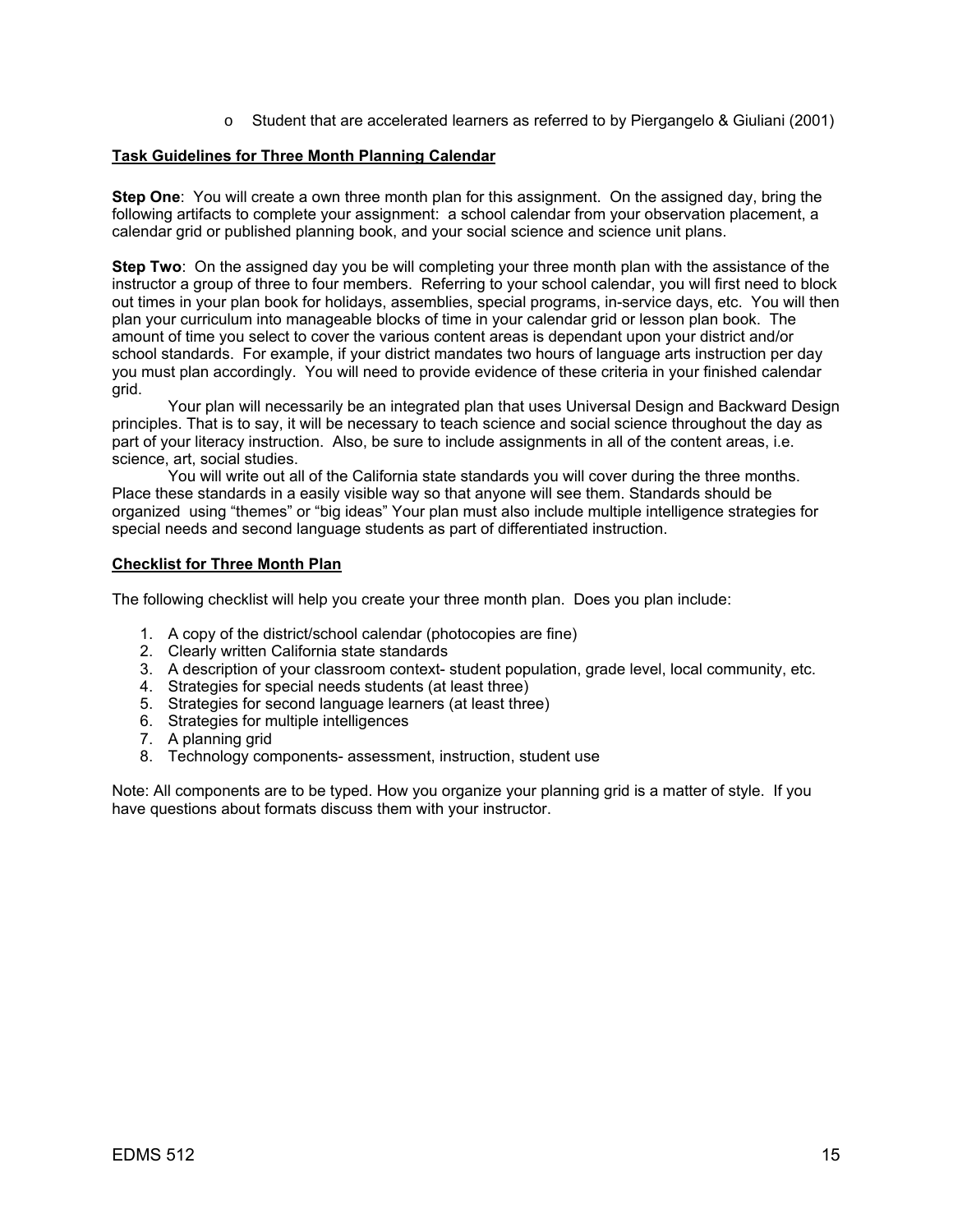- Student that are accelerated learners as referred to by Piergangelo & Giuliani (2001)

**Task Guidelines for Three Month Planning Calendar**

**Step One**: You will create a own three month plan for this assignment. On the assigned day, bring the following artifacts to complete your assignment: a school calendar from your observation placement, a calendar grid or published planning book, and your social science and science unit plans.

**Step Two**: On the assigned day you be will completing your three month plan with the assistance of the instructor a group of three to four members. Referring to your school calendar, you will first need to block out times in your plan book for holidays, assemblies, special programs, in-service days, etc. You will then plan your curriculum into manageable blocks of time in your calendar grid or lesson plan book. The amount of time you select to cover the various content areas is dependant upon your district and/or school standards. For example, if your district mandates two hours of language arts instruction per day you must plan accordingly. You will need to provide evidence of these criteria in your finished calendar grid.

Your plan will necessarily be an integrated plan that uses Universal Design and Backward Design principles. That is to say, it will be necessary to teach science and social science throughout the day as part of your literacy instruction. Also, be sure to include assignments in all of the content areas, i.e. science, art, social studies.

You will write out all of the California state standards you will cover during the three months. Place these standards in a easily visible way so that anyone will see them. Standards should be organized using "themes" or "big ideas" Your plan must also include multiple intelligence strategies for special needs and second language students as part of differentiated instruction.

**Checklist for Three Month Plan**

The following checklist will help you create your three month plan. Does you plan include:

1. A copy of the district/school calendar (photocopies are fine)
2. Clearly written California state standards
3. A description of your classroom context- student population, grade level, local community, etc.
4. Strategies for special needs students (at least three)
5. Strategies for second language learners (at least three)
6. Strategies for multiple intelligences
7. A planning grid
8. Technology components- assessment, instruction, student use

Note: All components are to be typed. How you organize your planning grid is a matter of style. If you have questions about formats discuss them with your instructor.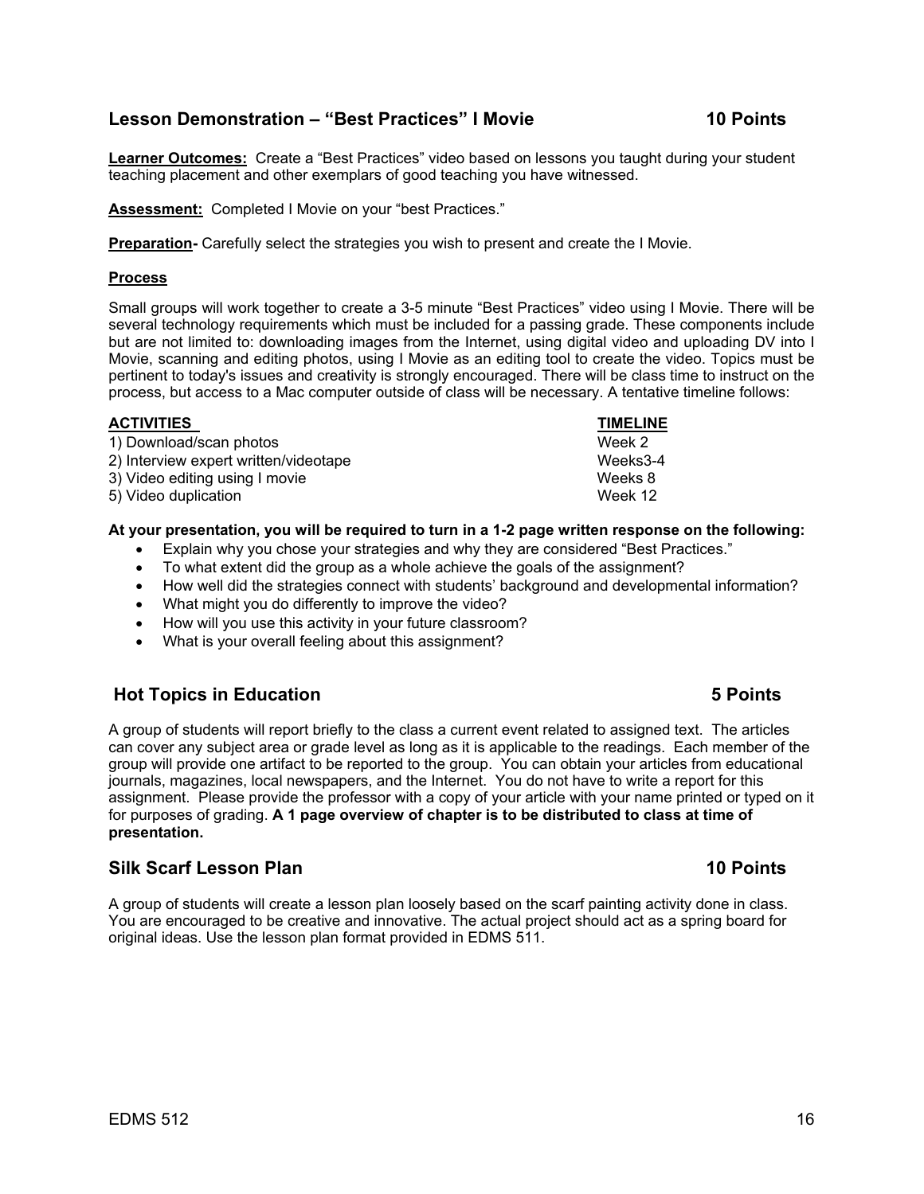## Lesson Demonstration – "Best Practices" I Movie 10 Points

**Learner Outcomes:** Create a "Best Practices" video based on lessons you taught during your student teaching placement and other exemplars of good teaching you have witnessed.

**Assessment:** Completed I Movie on your "best Practices."

**Preparation-** Carefully select the strategies you wish to present and create the I Movie.

**Process**

Small groups will work together to create a 3-5 minute "Best Practices" video using I Movie. There will be several technology requirements which must be included for a passing grade. These components include but are not limited to: downloading images from the Internet, using digital video and uploading DV into I Movie, scanning and editing photos, using I Movie as an editing tool to create the video. Topics must be pertinent to today's issues and creativity is strongly encouraged. There will be class time to instruct on the process, but access to a Mac computer outside of class will be necessary. A tentative timeline follows:

| ACTIVITIES | TIMELINE |
|---|---|
| 1) Download/scan photos | Week 2 |
| 2) Interview expert written/videotape | Weeks3-4 |
| 3) Video editing using I movie | Weeks 8 |
| 5) Video duplication | Week 12 |

**At your presentation, you will be required to turn in a 1-2 page written response on the following:**

- Explain why you chose your strategies and why they are considered "Best Practices."
- To what extent did the group as a whole achieve the goals of the assignment?
- How well did the strategies connect with students' background and developmental information?
- What might you do differently to improve the video?
- How will you use this activity in your future classroom?
- What is your overall feeling about this assignment?

## Hot Topics in Education 5 Points

A group of students will report briefly to the class a current event related to assigned text. The articles can cover any subject area or grade level as long as it is applicable to the readings. Each member of the group will provide one artifact to be reported to the group. You can obtain your articles from educational journals, magazines, local newspapers, and the Internet. You do not have to write a report for this assignment. Please provide the professor with a copy of your article with your name printed or typed on it for purposes of grading. **A 1 page overview of chapter is to be distributed to class at time of presentation.**

## Silk Scarf Lesson Plan 10 Points

A group of students will create a lesson plan loosely based on the scarf painting activity done in class. You are encouraged to be creative and innovative. The actual project should act as a spring board for original ideas. Use the lesson plan format provided in EDMS 511.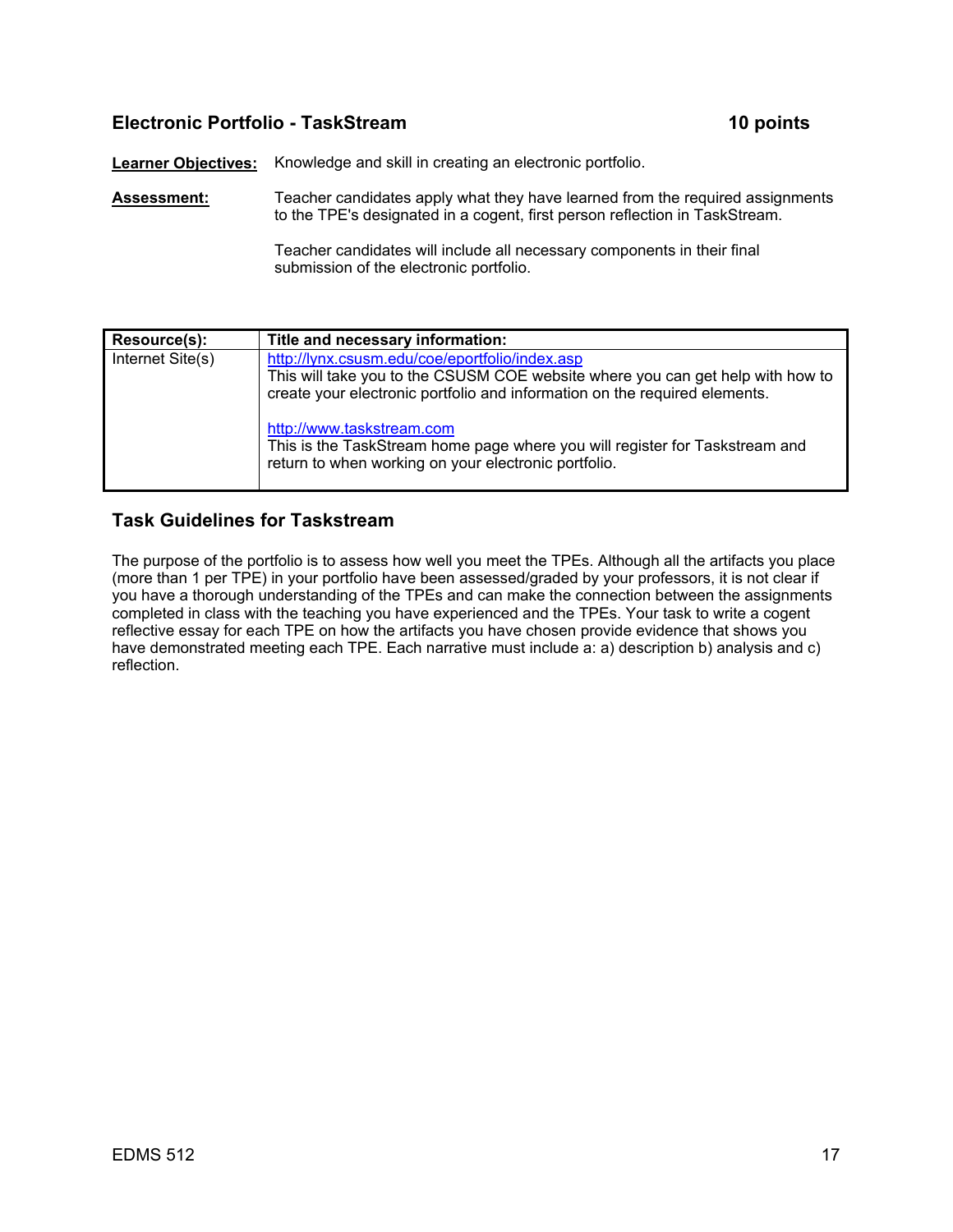## Electronic Portfolio - TaskStream 10 points

**Learner Objectives:** Knowledge and skill in creating an electronic portfolio.

**Assessment:** Teacher candidates apply what they have learned from the required assignments to the TPE's designated in a cogent, first person reflection in TaskStream.

Teacher candidates will include all necessary components in their final submission of the electronic portfolio.

| Resource(s): | Title and necessary information: |
|---|---|
| Internet Site(s) | http://lynx.csusm.edu/coe/eportfolio/index.asp<br>This will take you to the CSUSM COE website where you can get help with how to create your electronic portfolio and information on the required elements.<br><br>http://www.taskstream.com<br>This is the TaskStream home page where you will register for Taskstream and return to when working on your electronic portfolio. |

### Task Guidelines for Taskstream

The purpose of the portfolio is to assess how well you meet the TPEs. Although all the artifacts you place (more than 1 per TPE) in your portfolio have been assessed/graded by your professors, it is not clear if you have a thorough understanding of the TPEs and can make the connection between the assignments completed in class with the teaching you have experienced and the TPEs. Your task to write a cogent reflective essay for each TPE on how the artifacts you have chosen provide evidence that shows you have demonstrated meeting each TPE. Each narrative must include a: a) description b) analysis and c) reflection.